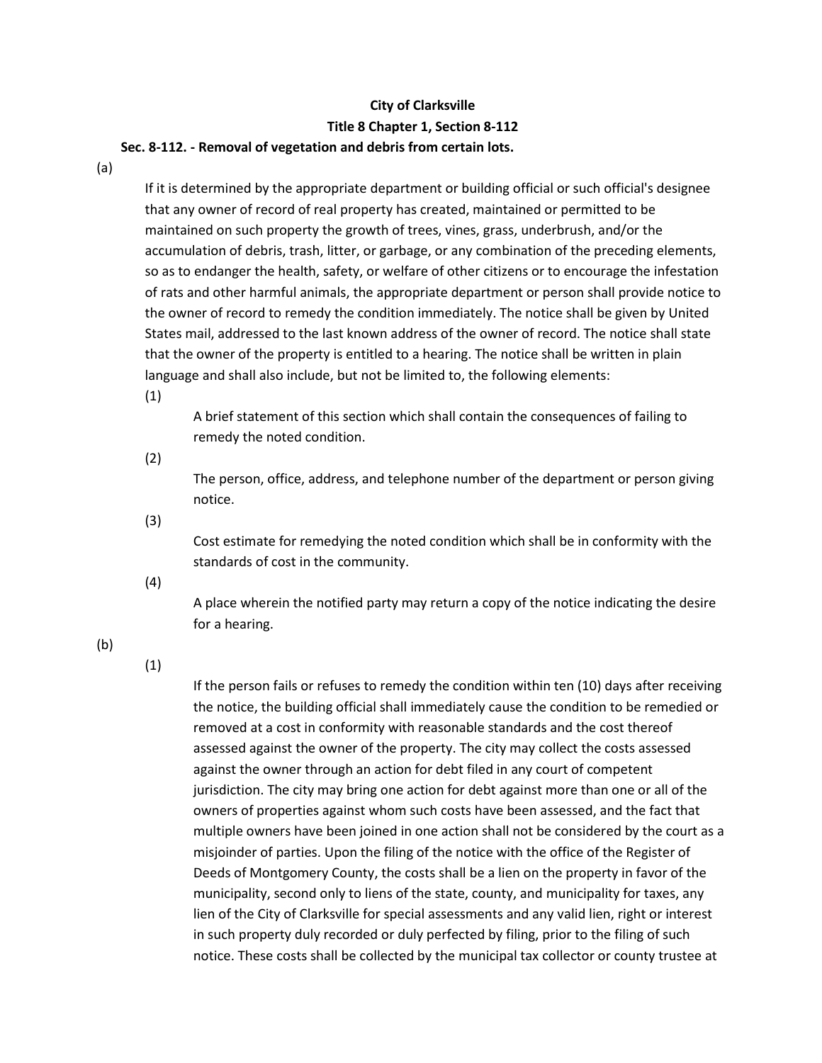**City of Clarksville**

**Title 8 Chapter 1, Section 8-112**

**Sec. 8-112. - Removal of vegetation and debris from certain lots.**

(a)

If it is determined by the appropriate department or building official or such official's designee that any owner of record of real property has created, maintained or permitted to be maintained on such property the growth of trees, vines, grass, underbrush, and/or the accumulation of debris, trash, litter, or garbage, or any combination of the preceding elements, so as to endanger the health, safety, or welfare of other citizens or to encourage the infestation of rats and other harmful animals, the appropriate department or person shall provide notice to the owner of record to remedy the condition immediately. The notice shall be given by United States mail, addressed to the last known address of the owner of record. The notice shall state that the owner of the property is entitled to a hearing. The notice shall be written in plain language and shall also include, but not be limited to, the following elements:

(1)

A brief statement of this section which shall contain the consequences of failing to remedy the noted condition.

(2)

The person, office, address, and telephone number of the department or person giving notice.

(3)

Cost estimate for remedying the noted condition which shall be in conformity with the standards of cost in the community.

(4)

A place wherein the notified party may return a copy of the notice indicating the desire for a hearing.

(b)

(1)

If the person fails or refuses to remedy the condition within ten (10) days after receiving the notice, the building official shall immediately cause the condition to be remedied or removed at a cost in conformity with reasonable standards and the cost thereof assessed against the owner of the property. The city may collect the costs assessed against the owner through an action for debt filed in any court of competent jurisdiction. The city may bring one action for debt against more than one or all of the owners of properties against whom such costs have been assessed, and the fact that multiple owners have been joined in one action shall not be considered by the court as a misjoinder of parties. Upon the filing of the notice with the office of the Register of Deeds of Montgomery County, the costs shall be a lien on the property in favor of the municipality, second only to liens of the state, county, and municipality for taxes, any lien of the City of Clarksville for special assessments and any valid lien, right or interest in such property duly recorded or duly perfected by filing, prior to the filing of such notice. These costs shall be collected by the municipal tax collector or county trustee at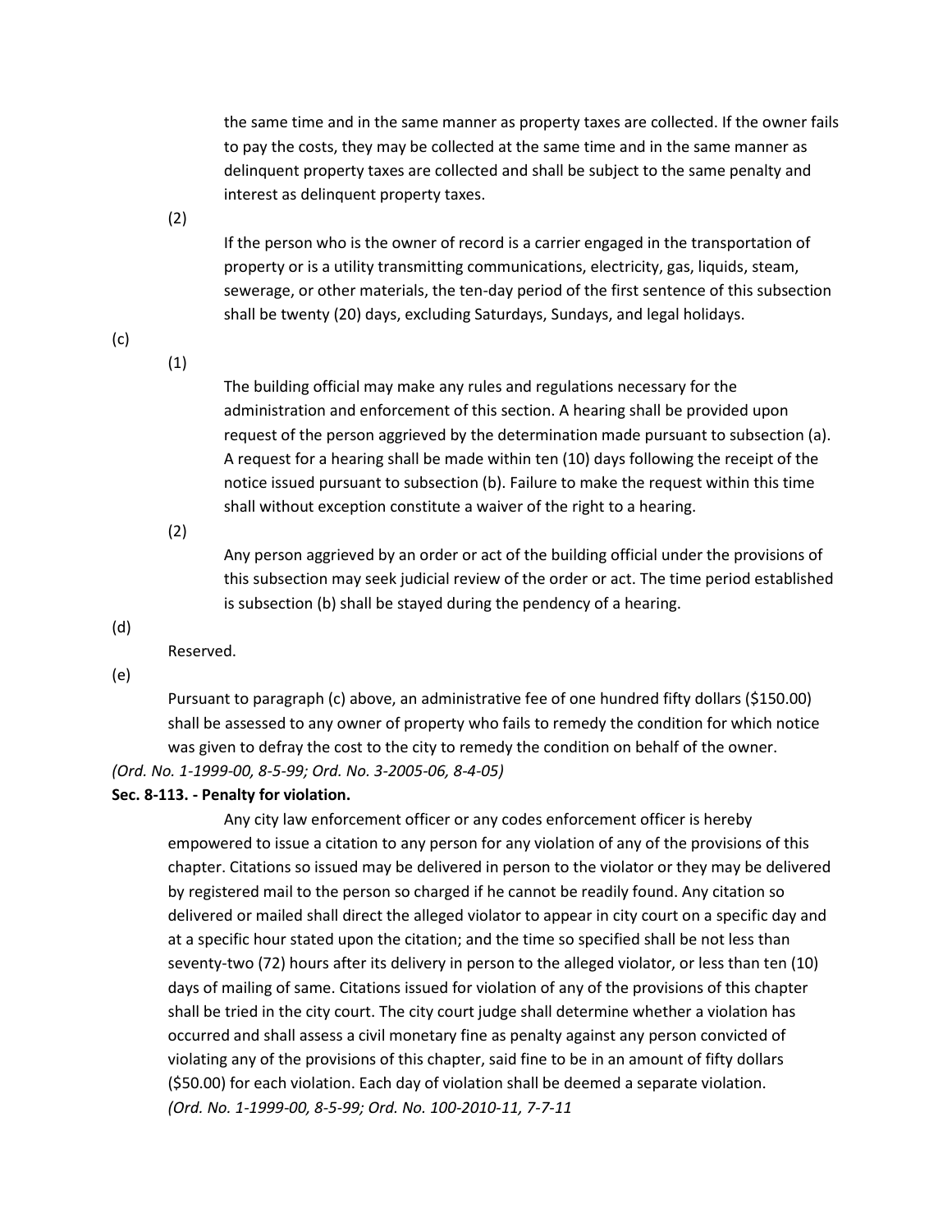the same time and in the same manner as property taxes are collected. If the owner fails to pay the costs, they may be collected at the same time and in the same manner as delinquent property taxes are collected and shall be subject to the same penalty and interest as delinquent property taxes.

(2)

If the person who is the owner of record is a carrier engaged in the transportation of property or is a utility transmitting communications, electricity, gas, liquids, steam, sewerage, or other materials, the ten-day period of the first sentence of this subsection shall be twenty (20) days, excluding Saturdays, Sundays, and legal holidays.

(c)

(1)

The building official may make any rules and regulations necessary for the administration and enforcement of this section. A hearing shall be provided upon request of the person aggrieved by the determination made pursuant to subsection (a). A request for a hearing shall be made within ten (10) days following the receipt of the notice issued pursuant to subsection (b). Failure to make the request within this time shall without exception constitute a waiver of the right to a hearing.

(2)

Any person aggrieved by an order or act of the building official under the provisions of this subsection may seek judicial review of the order or act. The time period established is subsection (b) shall be stayed during the pendency of a hearing.

(d)

Reserved.

(e)

Pursuant to paragraph (c) above, an administrative fee of one hundred fifty dollars ($150.00) shall be assessed to any owner of property who fails to remedy the condition for which notice was given to defray the cost to the city to remedy the condition on behalf of the owner.

*(Ord. No. 1-1999-00, 8-5-99; Ord. No. 3-2005-06, 8-4-05)*

**Sec. 8-113. - Penalty for violation.**

Any city law enforcement officer or any codes enforcement officer is hereby empowered to issue a citation to any person for any violation of any of the provisions of this chapter. Citations so issued may be delivered in person to the violator or they may be delivered by registered mail to the person so charged if he cannot be readily found. Any citation so delivered or mailed shall direct the alleged violator to appear in city court on a specific day and at a specific hour stated upon the citation; and the time so specified shall be not less than seventy-two (72) hours after its delivery in person to the alleged violator, or less than ten (10) days of mailing of same. Citations issued for violation of any of the provisions of this chapter shall be tried in the city court. The city court judge shall determine whether a violation has occurred and shall assess a civil monetary fine as penalty against any person convicted of violating any of the provisions of this chapter, said fine to be in an amount of fifty dollars ($50.00) for each violation. Each day of violation shall be deemed a separate violation.

*(Ord. No. 1-1999-00, 8-5-99; Ord. No. 100-2010-11, 7-7-11*